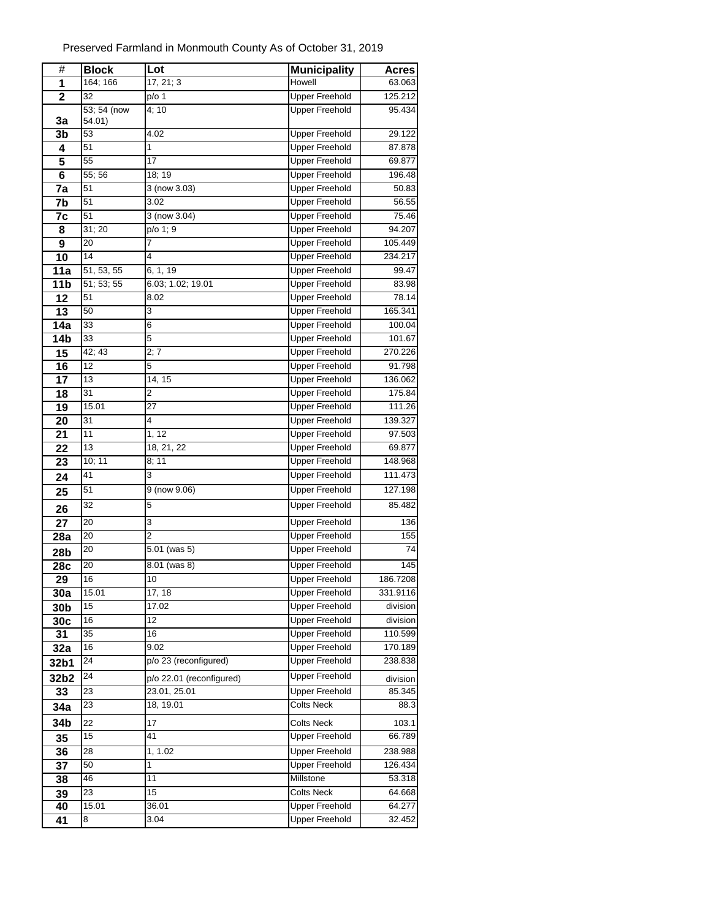Preserved Farmland in Monmouth County As of October 31, 2019

| # | Block | Lot | Municipality | Acres |
|---|---|---|---|---|
| 1 | 164; 166 | 17, 21; 3 | Howell | 63.063 |
| 2 | 32 | p/o 1 | Upper Freehold | 125.212 |
| 3a | 53; 54 (now 54.01) | 4; 10 | Upper Freehold | 95.434 |
| 3b | 53 | 4.02 | Upper Freehold | 29.122 |
| 4 | 51 | 1 | Upper Freehold | 87.878 |
| 5 | 55 | 17 | Upper Freehold | 69.877 |
| 6 | 55; 56 | 18; 19 | Upper Freehold | 196.48 |
| 7a | 51 | 3 (now 3.03) | Upper Freehold | 50.83 |
| 7b | 51 | 3.02 | Upper Freehold | 56.55 |
| 7c | 51 | 3 (now 3.04) | Upper Freehold | 75.46 |
| 8 | 31; 20 | p/o 1; 9 | Upper Freehold | 94.207 |
| 9 | 20 | 7 | Upper Freehold | 105.449 |
| 10 | 14 | 4 | Upper Freehold | 234.217 |
| 11a | 51, 53, 55 | 6, 1, 19 | Upper Freehold | 99.47 |
| 11b | 51; 53; 55 | 6.03; 1.02; 19.01 | Upper Freehold | 83.98 |
| 12 | 51 | 8.02 | Upper Freehold | 78.14 |
| 13 | 50 | 3 | Upper Freehold | 165.341 |
| 14a | 33 | 6 | Upper Freehold | 100.04 |
| 14b | 33 | 5 | Upper Freehold | 101.67 |
| 15 | 42; 43 | 2; 7 | Upper Freehold | 270.226 |
| 16 | 12 | 5 | Upper Freehold | 91.798 |
| 17 | 13 | 14, 15 | Upper Freehold | 136.062 |
| 18 | 31 | 2 | Upper Freehold | 175.84 |
| 19 | 15.01 | 27 | Upper Freehold | 111.26 |
| 20 | 31 | 4 | Upper Freehold | 139.327 |
| 21 | 11 | 1, 12 | Upper Freehold | 97.503 |
| 22 | 13 | 18, 21, 22 | Upper Freehold | 69.877 |
| 23 | 10; 11 | 8; 11 | Upper Freehold | 148.968 |
| 24 | 41 | 3 | Upper Freehold | 111.473 |
| 25 | 51 | 9 (now 9.06) | Upper Freehold | 127.198 |
| 26 | 32 | 5 | Upper Freehold | 85.482 |
| 27 | 20 | 3 | Upper Freehold | 136 |
| 28a | 20 | 2 | Upper Freehold | 155 |
| 28b | 20 | 5.01 (was 5) | Upper Freehold | 74 |
| 28c | 20 | 8.01 (was 8) | Upper Freehold | 145 |
| 29 | 16 | 10 | Upper Freehold | 186.7208 |
| 30a | 15.01 | 17, 18 | Upper Freehold | 331.9116 |
| 30b | 15 | 17.02 | Upper Freehold | division |
| 30c | 16 | 12 | Upper Freehold | division |
| 31 | 35 | 16 | Upper Freehold | 110.599 |
| 32a | 16 | 9.02 | Upper Freehold | 170.189 |
| 32b1 | 24 | p/o 23 (reconfigured) | Upper Freehold | 238.838 |
| 32b2 | 24 | p/o 22.01 (reconfigured) | Upper Freehold | division |
| 33 | 23 | 23.01, 25.01 | Upper Freehold | 85.345 |
| 34a | 23 | 18, 19.01 | Colts Neck | 88.3 |
| 34b | 22 | 17 | Colts Neck | 103.1 |
| 35 | 15 | 41 | Upper Freehold | 66.789 |
| 36 | 28 | 1, 1.02 | Upper Freehold | 238.988 |
| 37 | 50 | 1 | Upper Freehold | 126.434 |
| 38 | 46 | 11 | Millstone | 53.318 |
| 39 | 23 | 15 | Colts Neck | 64.668 |
| 40 | 15.01 | 36.01 | Upper Freehold | 64.277 |
| 41 | 8 | 3.04 | Upper Freehold | 32.452 |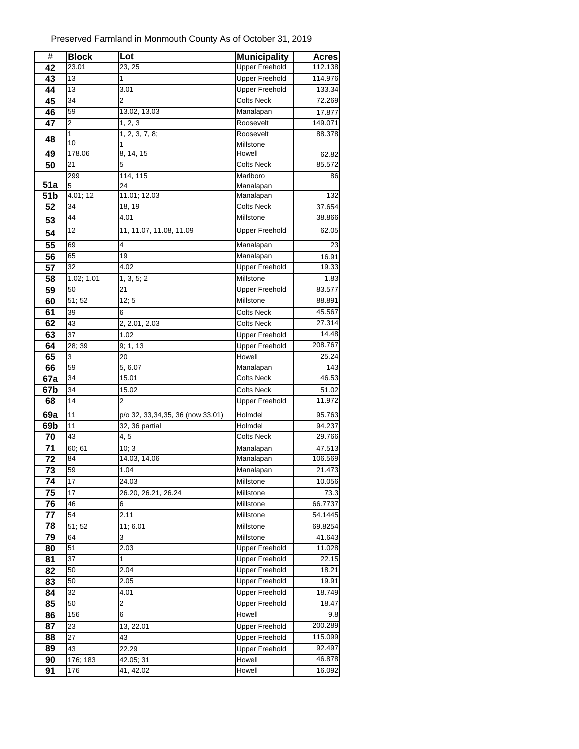Preserved Farmland in Monmouth County As of October 31, 2019

| # | Block | Lot | Municipality | Acres |
|---|---|---|---|---|
| 42 | 23.01 | 23, 25 | Upper Freehold | 112.138 |
| 43 | 13 | 1 | Upper Freehold | 114.976 |
| 44 | 13 | 3.01 | Upper Freehold | 133.34 |
| 45 | 34 | 2 | Colts Neck | 72.269 |
| 46 | 59 | 13.02, 13.03 | Manalapan | 17.877 |
| 47 | 2 | 1, 2, 3 | Roosevelt | 149.071 |
| 48 | 1<br>10 | 1, 2, 3, 7, 8;<br>1 | Roosevelt<br>Millstone | 88.378 |
| 49 | 178.06 | 8, 14, 15 | Howell | 62.82 |
| 50 | 21 | 5 | Colts Neck | 85.572 |
| 51a | 299<br>5 | 114, 115<br>24 | Marlboro<br>Manalapan | 86 |
| 51b | 4.01; 12 | 11.01; 12.03 | Manalapan | 132 |
| 52 | 34 | 18, 19 | Colts Neck | 37.654 |
| 53 | 44 | 4.01 | Millstone | 38.866 |
| 54 | 12 | 11, 11.07, 11.08, 11.09 | Upper Freehold | 62.05 |
| 55 | 69 | 4 | Manalapan | 23 |
| 56 | 65 | 19 | Manalapan | 16.91 |
| 57 | 32 | 4.02 | Upper Freehold | 19.33 |
| 58 | 1.02; 1.01 | 1, 3, 5; 2 | Millstone | 1.83 |
| 59 | 50 | 21 | Upper Freehold | 83.577 |
| 60 | 51; 52 | 12; 5 | Millstone | 88.891 |
| 61 | 39 | 6 | Colts Neck | 45.567 |
| 62 | 43 | 2, 2.01, 2.03 | Colts Neck | 27.314 |
| 63 | 37 | 1.02 | Upper Freehold | 14.48 |
| 64 | 28; 39 | 9; 1, 13 | Upper Freehold | 208.767 |
| 65 | 3 | 20 | Howell | 25.24 |
| 66 | 59 | 5, 6.07 | Manalapan | 143 |
| 67a | 34 | 15.01 | Colts Neck | 46.53 |
| 67b | 34 | 15.02 | Colts Neck | 51.02 |
| 68 | 14 | 2 | Upper Freehold | 11.972 |
| 69a | 11 | p/o 32, 33,34,35, 36 (now 33.01) | Holmdel | 95.763 |
| 69b | 11 | 32, 36 partial | Holmdel | 94.237 |
| 70 | 43 | 4, 5 | Colts Neck | 29.766 |
| 71 | 60; 61 | 10; 3 | Manalapan | 47.513 |
| 72 | 84 | 14.03, 14.06 | Manalapan | 106.569 |
| 73 | 59 | 1.04 | Manalapan | 21.473 |
| 74 | 17 | 24.03 | Millstone | 10.056 |
| 75 | 17 | 26.20, 26.21, 26.24 | Millstone | 73.3 |
| 76 | 46 | 6 | Millstone | 66.7737 |
| 77 | 54 | 2.11 | Millstone | 54.1445 |
| 78 | 51; 52 | 11; 6.01 | Millstone | 69.8254 |
| 79 | 64 | 3 | Millstone | 41.643 |
| 80 | 51 | 2.03 | Upper Freehold | 11.028 |
| 81 | 37 | 1 | Upper Freehold | 22.15 |
| 82 | 50 | 2.04 | Upper Freehold | 18.21 |
| 83 | 50 | 2.05 | Upper Freehold | 19.91 |
| 84 | 32 | 4.01 | Upper Freehold | 18.749 |
| 85 | 50 | 2 | Upper Freehold | 18.47 |
| 86 | 156 | 6 | Howell | 9.8 |
| 87 | 23 | 13, 22.01 | Upper Freehold | 200.289 |
| 88 | 27 | 43 | Upper Freehold | 115.099 |
| 89 | 43 | 22.29 | Upper Freehold | 92.497 |
| 90 | 176; 183 | 42.05; 31 | Howell | 46.878 |
| 91 | 176 | 41, 42.02 | Howell | 16.092 |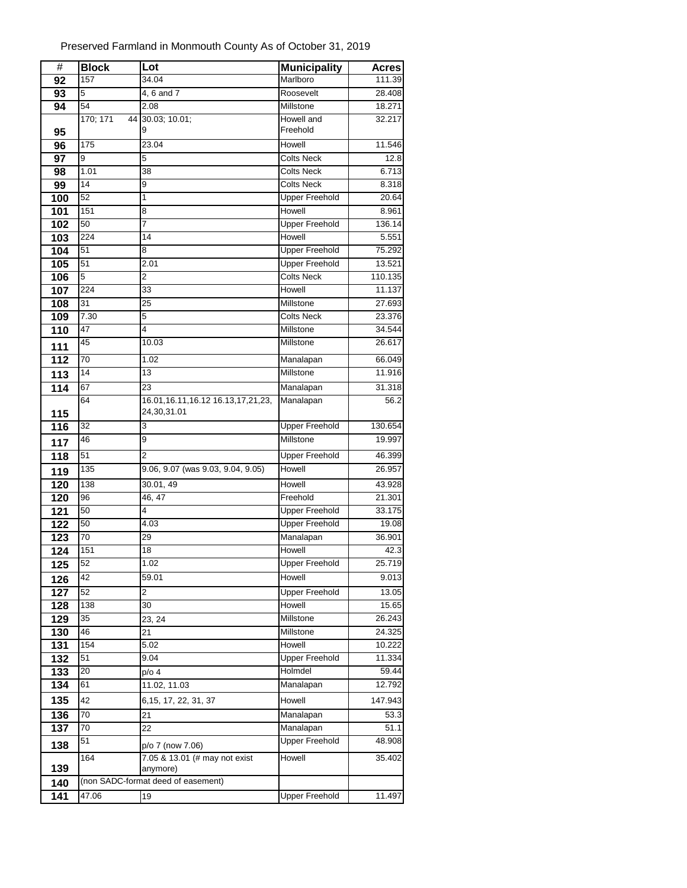Preserved Farmland in Monmouth County As of October 31, 2019

| # | Block | Lot | Municipality | Acres |
|---|---|---|---|---|
| 92 | 157 | 34.04 | Marlboro | 111.39 |
| 93 | 5 | 4, 6 and 7 | Roosevelt | 28.408 |
| 94 | 54 | 2.08 | Millstone | 18.271 |
| 95 | 170; 171 44 | 30.03; 10.01; 9 | Howell and Freehold | 32.217 |
| 96 | 175 | 23.04 | Howell | 11.546 |
| 97 | 9 | 5 | Colts Neck | 12.8 |
| 98 | 1.01 | 38 | Colts Neck | 6.713 |
| 99 | 14 | 9 | Colts Neck | 8.318 |
| 100 | 52 | 1 | Upper Freehold | 20.64 |
| 101 | 151 | 8 | Howell | 8.961 |
| 102 | 50 | 7 | Upper Freehold | 136.14 |
| 103 | 224 | 14 | Howell | 5.551 |
| 104 | 51 | 8 | Upper Freehold | 75.292 |
| 105 | 51 | 2.01 | Upper Freehold | 13.521 |
| 106 | 5 | 2 | Colts Neck | 110.135 |
| 107 | 224 | 33 | Howell | 11.137 |
| 108 | 31 | 25 | Millstone | 27.693 |
| 109 | 7.30 | 5 | Colts Neck | 23.376 |
| 110 | 47 | 4 | Millstone | 34.544 |
| 111 | 45 | 10.03 | Millstone | 26.617 |
| 112 | 70 | 1.02 | Manalapan | 66.049 |
| 113 | 14 | 13 | Millstone | 11.916 |
| 114 | 67 | 23 | Manalapan | 31.318 |
| 115 | 64 | 16.01,16.11,16.12 16.13,17,21,23, 24,30,31.01 | Manalapan | 56.2 |
| 116 | 32 | 3 | Upper Freehold | 130.654 |
| 117 | 46 | 9 | Millstone | 19.997 |
| 118 | 51 | 2 | Upper Freehold | 46.399 |
| 119 | 135 | 9.06, 9.07 (was 9.03, 9.04, 9.05) | Howell | 26.957 |
| 120 | 138 | 30.01, 49 | Howell | 43.928 |
| 120 | 96 | 46, 47 | Freehold | 21.301 |
| 121 | 50 | 4 | Upper Freehold | 33.175 |
| 122 | 50 | 4.03 | Upper Freehold | 19.08 |
| 123 | 70 | 29 | Manalapan | 36.901 |
| 124 | 151 | 18 | Howell | 42.3 |
| 125 | 52 | 1.02 | Upper Freehold | 25.719 |
| 126 | 42 | 59.01 | Howell | 9.013 |
| 127 | 52 | 2 | Upper Freehold | 13.05 |
| 128 | 138 | 30 | Howell | 15.65 |
| 129 | 35 | 23, 24 | Millstone | 26.243 |
| 130 | 46 | 21 | Millstone | 24.325 |
| 131 | 154 | 5.02 | Howell | 10.222 |
| 132 | 51 | 9.04 | Upper Freehold | 11.334 |
| 133 | 20 | p/o 4 | Holmdel | 59.44 |
| 134 | 61 | 11.02, 11.03 | Manalapan | 12.792 |
| 135 | 42 | 6,15, 17, 22, 31, 37 | Howell | 147.943 |
| 136 | 70 | 21 | Manalapan | 53.3 |
| 137 | 70 | 22 | Manalapan | 51.1 |
| 138 | 51 | p/o 7 (now 7.06) | Upper Freehold | 48.908 |
| 139 | 164 | 7.05 & 13.01 (# may not exist anymore) | Howell | 35.402 |
| 140 | (non SADC-format deed of easement) | | | |
| 141 | 47.06 | 19 | Upper Freehold | 11.497 |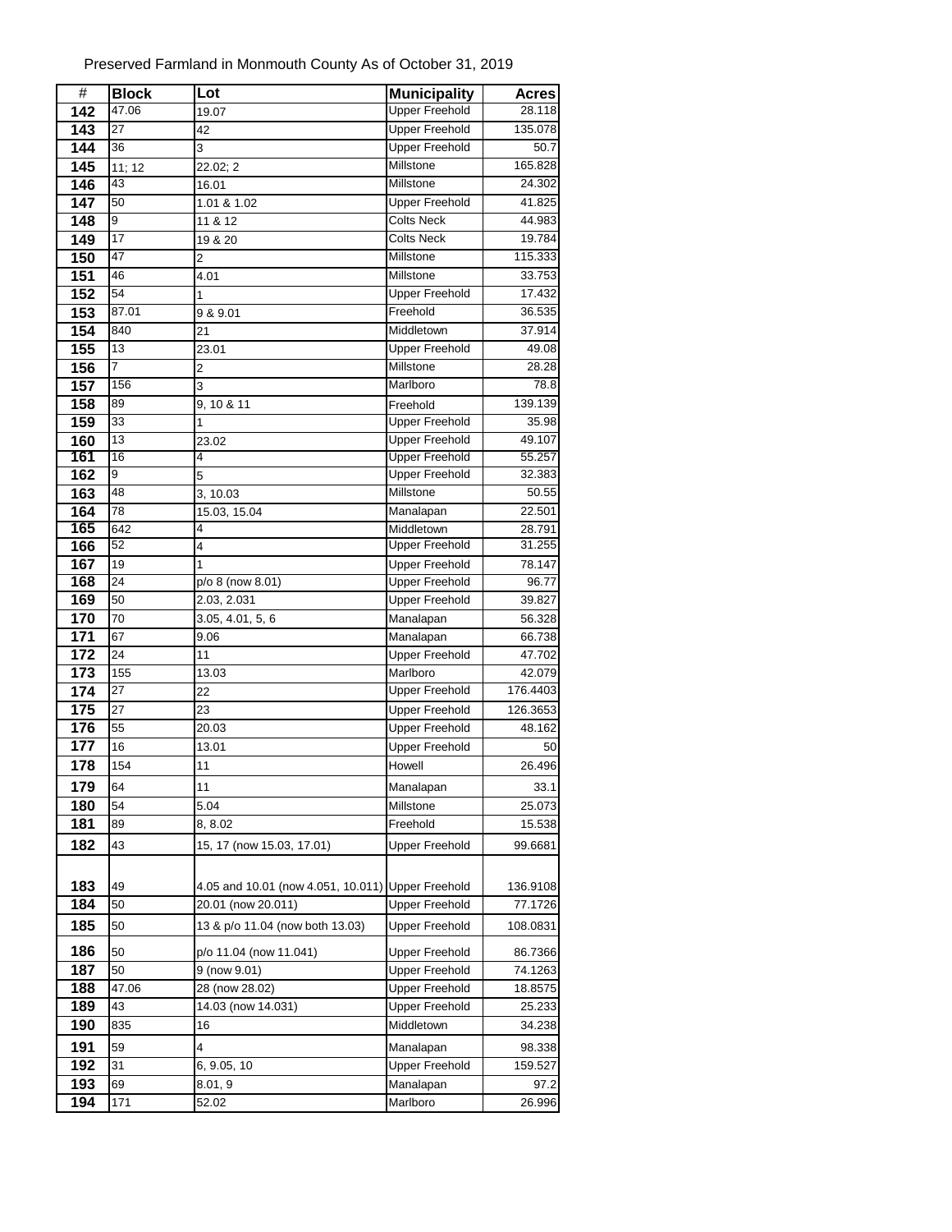Preserved Farmland in Monmouth County As of October 31, 2019

| # | Block | Lot | Municipality | Acres |
|---|---|---|---|---|
| 142 | 47.06 | 19.07 | Upper Freehold | 28.118 |
| 143 | 27 | 42 | Upper Freehold | 135.078 |
| 144 | 36 | 3 | Upper Freehold | 50.7 |
| 145 | 11; 12 | 22.02; 2 | Millstone | 165.828 |
| 146 | 43 | 16.01 | Millstone | 24.302 |
| 147 | 50 | 1.01 & 1.02 | Upper Freehold | 41.825 |
| 148 | 9 | 11 & 12 | Colts Neck | 44.983 |
| 149 | 17 | 19 & 20 | Colts Neck | 19.784 |
| 150 | 47 | 2 | Millstone | 115.333 |
| 151 | 46 | 4.01 | Millstone | 33.753 |
| 152 | 54 | 1 | Upper Freehold | 17.432 |
| 153 | 87.01 | 9 & 9.01 | Freehold | 36.535 |
| 154 | 840 | 21 | Middletown | 37.914 |
| 155 | 13 | 23.01 | Upper Freehold | 49.08 |
| 156 | 7 | 2 | Millstone | 28.28 |
| 157 | 156 | 3 | Marlboro | 78.8 |
| 158 | 89 | 9, 10 & 11 | Freehold | 139.139 |
| 159 | 33 | 1 | Upper Freehold | 35.98 |
| 160 | 13 | 23.02 | Upper Freehold | 49.107 |
| 161 | 16 | 4 | Upper Freehold | 55.257 |
| 162 | 9 | 5 | Upper Freehold | 32.383 |
| 163 | 48 | 3, 10.03 | Millstone | 50.55 |
| 164 | 78 | 15.03, 15.04 | Manalapan | 22.501 |
| 165 | 642 | 4 | Middletown | 28.791 |
| 166 | 52 | 4 | Upper Freehold | 31.255 |
| 167 | 19 | 1 | Upper Freehold | 78.147 |
| 168 | 24 | p/o 8 (now 8.01) | Upper Freehold | 96.77 |
| 169 | 50 | 2.03, 2.031 | Upper Freehold | 39.827 |
| 170 | 70 | 3.05, 4.01, 5, 6 | Manalapan | 56.328 |
| 171 | 67 | 9.06 | Manalapan | 66.738 |
| 172 | 24 | 11 | Upper Freehold | 47.702 |
| 173 | 155 | 13.03 | Marlboro | 42.079 |
| 174 | 27 | 22 | Upper Freehold | 176.4403 |
| 175 | 27 | 23 | Upper Freehold | 126.3653 |
| 176 | 55 | 20.03 | Upper Freehold | 48.162 |
| 177 | 16 | 13.01 | Upper Freehold | 50 |
| 178 | 154 | 11 | Howell | 26.496 |
| 179 | 64 | 11 | Manalapan | 33.1 |
| 180 | 54 | 5.04 | Millstone | 25.073 |
| 181 | 89 | 8, 8.02 | Freehold | 15.538 |
| 182 | 43 | 15, 17 (now 15.03, 17.01) | Upper Freehold | 99.6681 |
| 183 | 49 | 4.05 and 10.01 (now 4.051, 10.011) | Upper Freehold | 136.9108 |
| 184 | 50 | 20.01 (now 20.011) | Upper Freehold | 77.1726 |
| 185 | 50 | 13 & p/o 11.04 (now both 13.03) | Upper Freehold | 108.0831 |
| 186 | 50 | p/o 11.04 (now 11.041) | Upper Freehold | 86.7366 |
| 187 | 50 | 9 (now 9.01) | Upper Freehold | 74.1263 |
| 188 | 47.06 | 28 (now 28.02) | Upper Freehold | 18.8575 |
| 189 | 43 | 14.03 (now 14.031) | Upper Freehold | 25.233 |
| 190 | 835 | 16 | Middletown | 34.238 |
| 191 | 59 | 4 | Manalapan | 98.338 |
| 192 | 31 | 6, 9.05, 10 | Upper Freehold | 159.527 |
| 193 | 69 | 8.01, 9 | Manalapan | 97.2 |
| 194 | 171 | 52.02 | Marlboro | 26.996 |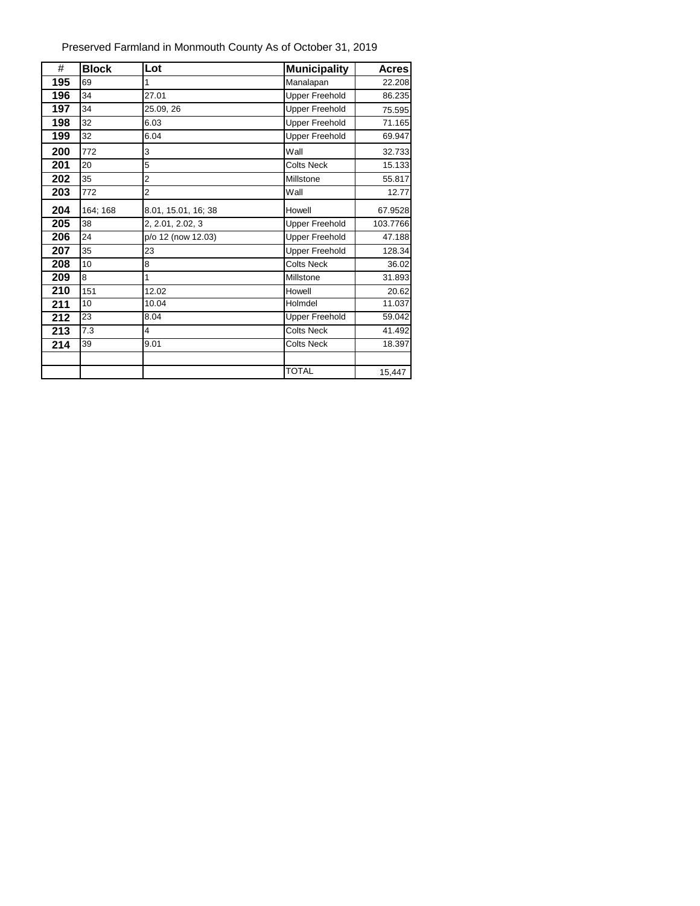Preserved Farmland in Monmouth County As of October 31, 2019

| # | Block | Lot | Municipality | Acres |
|---|---|---|---|---|
| 195 | 69 | 1 | Manalapan | 22.208 |
| 196 | 34 | 27.01 | Upper Freehold | 86.235 |
| 197 | 34 | 25.09, 26 | Upper Freehold | 75.595 |
| 198 | 32 | 6.03 | Upper Freehold | 71.165 |
| 199 | 32 | 6.04 | Upper Freehold | 69.947 |
| 200 | 772 | 3 | Wall | 32.733 |
| 201 | 20 | 5 | Colts Neck | 15.133 |
| 202 | 35 | 2 | Millstone | 55.817 |
| 203 | 772 | 2 | Wall | 12.77 |
| 204 | 164; 168 | 8.01, 15.01, 16; 38 | Howell | 67.9528 |
| 205 | 38 | 2, 2.01, 2.02, 3 | Upper Freehold | 103.7766 |
| 206 | 24 | p/o 12 (now 12.03) | Upper Freehold | 47.188 |
| 207 | 35 | 23 | Upper Freehold | 128.34 |
| 208 | 10 | 8 | Colts Neck | 36.02 |
| 209 | 8 | 1 | Millstone | 31.893 |
| 210 | 151 | 12.02 | Howell | 20.62 |
| 211 | 10 | 10.04 | Holmdel | 11.037 |
| 212 | 23 | 8.04 | Upper Freehold | 59.042 |
| 213 | 7.3 | 4 | Colts Neck | 41.492 |
| 214 | 39 | 9.01 | Colts Neck | 18.397 |
| | | | | |
| | | | TOTAL | 15,447 |